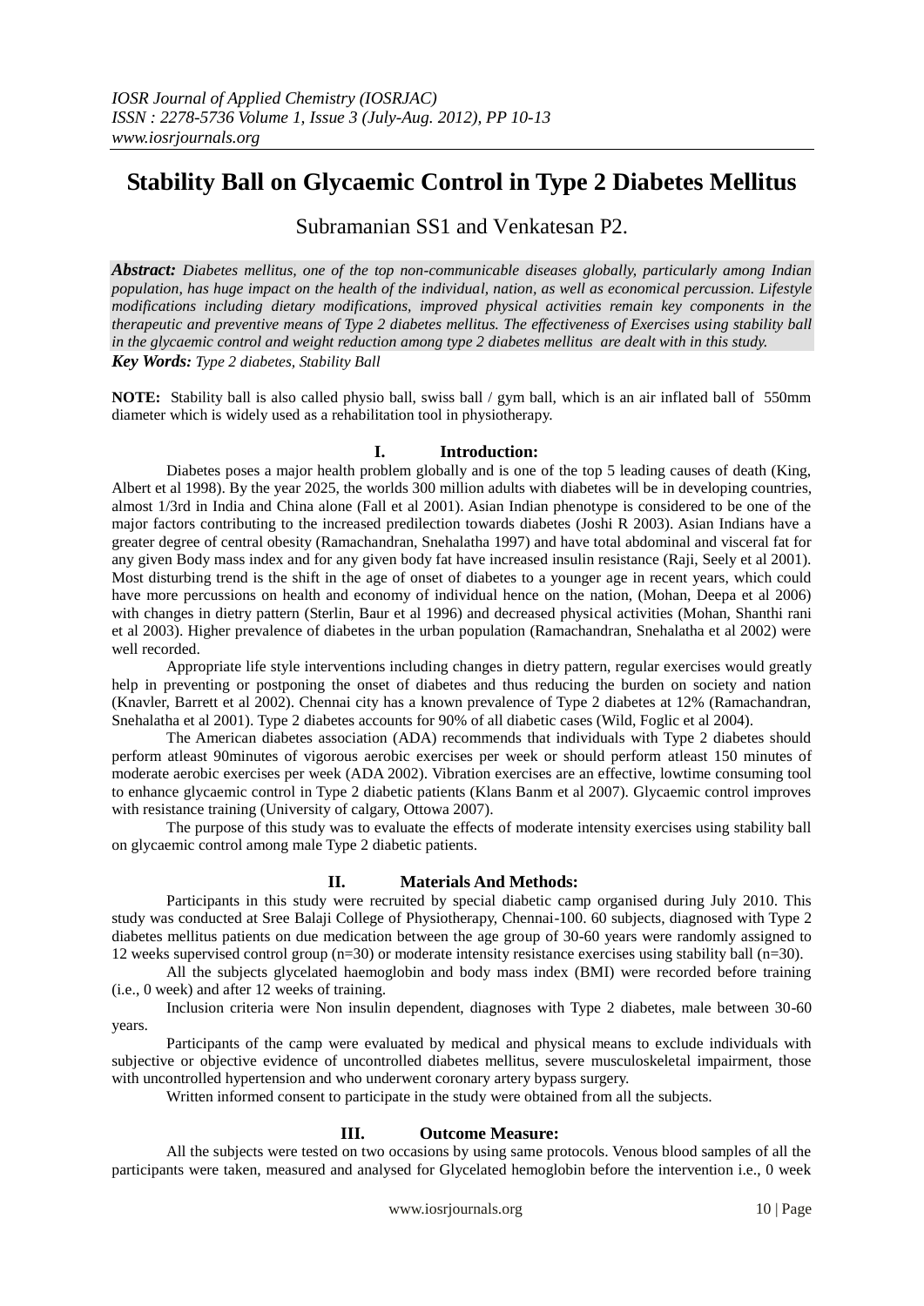# Stability Ball on Glycaemic Control in Type 2 Diabetes Mellitus

Subramanian SS1 and Venkatesan P2.

***Abstract:*** *Diabetes mellitus, one of the top non-communicable diseases globally, particularly among Indian population, has huge impact on the health of the individual, nation, as well as economical percussion. Lifestyle modifications including dietary modifications, improved physical activities remain key components in the therapeutic and preventive means of Type 2 diabetes mellitus. The effectiveness of Exercises using stability ball in the glycaemic control and weight reduction among type 2 diabetes mellitus are dealt with in this study.*

***Key Words:*** *Type 2 diabetes, Stability Ball*

**NOTE:** Stability ball is also called physio ball, swiss ball / gym ball, which is an air inflated ball of 550mm diameter which is widely used as a rehabilitation tool in physiotherapy.

## I. Introduction:

Diabetes poses a major health problem globally and is one of the top 5 leading causes of death (King, Albert et al 1998). By the year 2025, the worlds 300 million adults with diabetes will be in developing countries, almost 1/3rd in India and China alone (Fall et al 2001). Asian Indian phenotype is considered to be one of the major factors contributing to the increased predilection towards diabetes (Joshi R 2003). Asian Indians have a greater degree of central obesity (Ramachandran, Snehalatha 1997) and have total abdominal and visceral fat for any given Body mass index and for any given body fat have increased insulin resistance (Raji, Seely et al 2001). Most disturbing trend is the shift in the age of onset of diabetes to a younger age in recent years, which could have more percussions on health and economy of individual hence on the nation, (Mohan, Deepa et al 2006) with changes in dietry pattern (Sterlin, Baur et al 1996) and decreased physical activities (Mohan, Shanthi rani et al 2003). Higher prevalence of diabetes in the urban population (Ramachandran, Snehalatha et al 2002) were well recorded.

Appropriate life style interventions including changes in dietry pattern, regular exercises would greatly help in preventing or postponing the onset of diabetes and thus reducing the burden on society and nation (Knavler, Barrett et al 2002). Chennai city has a known prevalence of Type 2 diabetes at 12% (Ramachandran, Snehalatha et al 2001). Type 2 diabetes accounts for 90% of all diabetic cases (Wild, Foglic et al 2004).

The American diabetes association (ADA) recommends that individuals with Type 2 diabetes should perform atleast 90minutes of vigorous aerobic exercises per week or should perform atleast 150 minutes of moderate aerobic exercises per week (ADA 2002). Vibration exercises are an effective, lowtime consuming tool to enhance glycaemic control in Type 2 diabetic patients (Klans Banm et al 2007). Glycaemic control improves with resistance training (University of calgary, Ottowa 2007).

The purpose of this study was to evaluate the effects of moderate intensity exercises using stability ball on glycaemic control among male Type 2 diabetic patients.

## II. Materials And Methods:

Participants in this study were recruited by special diabetic camp organised during July 2010. This study was conducted at Sree Balaji College of Physiotherapy, Chennai-100. 60 subjects, diagnosed with Type 2 diabetes mellitus patients on due medication between the age group of 30-60 years were randomly assigned to 12 weeks supervised control group (n=30) or moderate intensity resistance exercises using stability ball (n=30).

All the subjects glycelated haemoglobin and body mass index (BMI) were recorded before training (i.e., 0 week) and after 12 weeks of training.

Inclusion criteria were Non insulin dependent, diagnoses with Type 2 diabetes, male between 30-60 years.

Participants of the camp were evaluated by medical and physical means to exclude individuals with subjective or objective evidence of uncontrolled diabetes mellitus, severe musculoskeletal impairment, those with uncontrolled hypertension and who underwent coronary artery bypass surgery.

Written informed consent to participate in the study were obtained from all the subjects.

## III. Outcome Measure:

All the subjects were tested on two occasions by using same protocols. Venous blood samples of all the participants were taken, measured and analysed for Glycelated hemoglobin before the intervention i.e., 0 week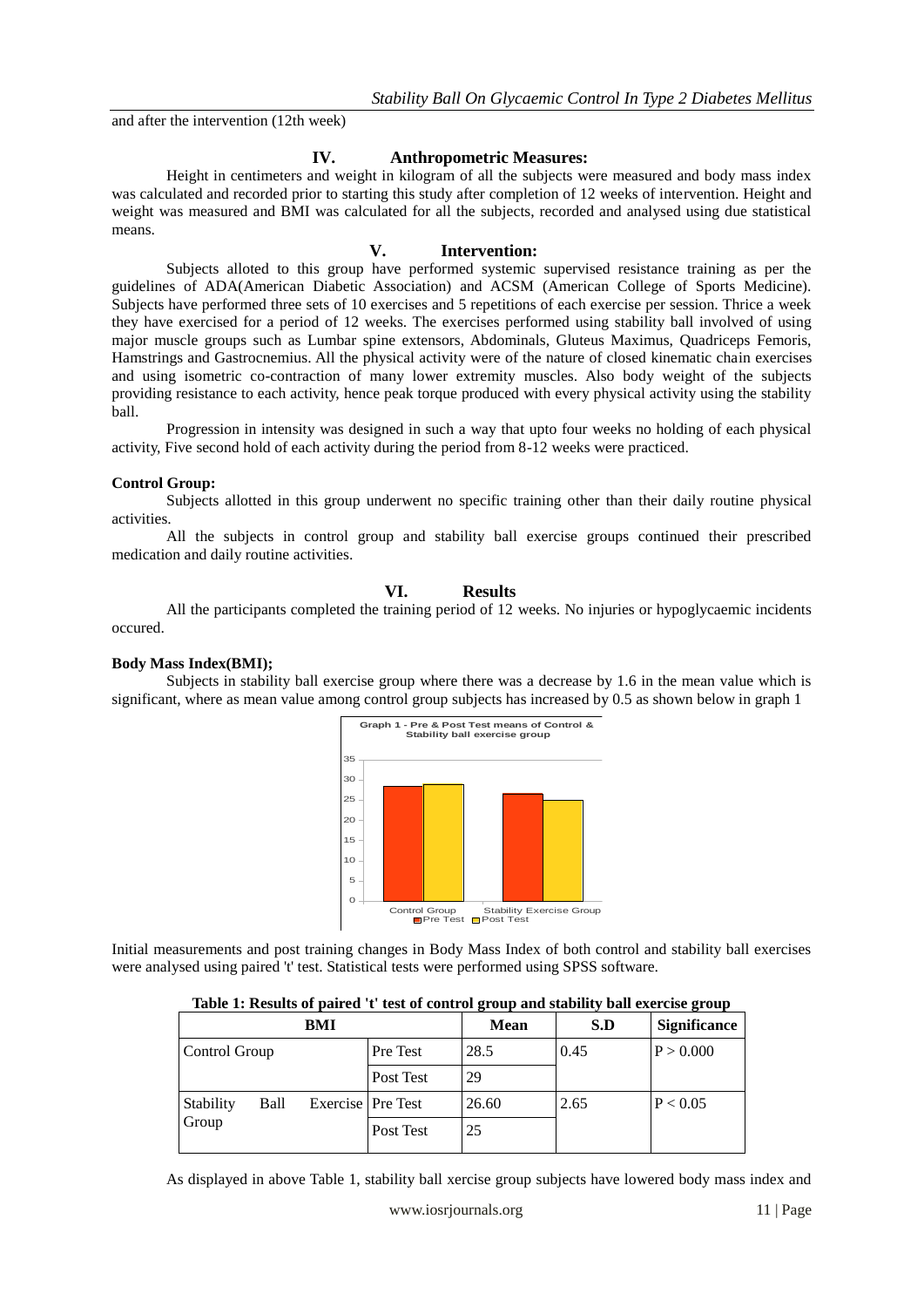and after the intervention (12th week)

## IV. Anthropometric Measures:

Height in centimeters and weight in kilogram of all the subjects were measured and body mass index was calculated and recorded prior to starting this study after completion of 12 weeks of intervention. Height and weight was measured and BMI was calculated for all the subjects, recorded and analysed using due statistical means.

## V. Intervention:

Subjects alloted to this group have performed systemic supervised resistance training as per the guidelines of ADA(American Diabetic Association) and ACSM (American College of Sports Medicine). Subjects have performed three sets of 10 exercises and 5 repetitions of each exercise per session. Thrice a week they have exercised for a period of 12 weeks. The exercises performed using stability ball involved of using major muscle groups such as Lumbar spine extensors, Abdominals, Gluteus Maximus, Quadriceps Femoris, Hamstrings and Gastrocnemius. All the physical activity were of the nature of closed kinematic chain exercises and using isometric co-contraction of many lower extremity muscles. Also body weight of the subjects providing resistance to each activity, hence peak torque produced with every physical activity using the stability ball.

Progression in intensity was designed in such a way that upto four weeks no holding of each physical activity, Five second hold of each activity during the period from 8-12 weeks were practiced.

**Control Group:**

Subjects allotted in this group underwent no specific training other than their daily routine physical activities.

All the subjects in control group and stability ball exercise groups continued their prescribed medication and daily routine activities.

## VI. Results

All the participants completed the training period of 12 weeks. No injuries or hypoglycaemic incidents occured.

**Body Mass Index(BMI);**

Subjects in stability ball exercise group where there was a decrease by 1.6 in the mean value which is significant, where as mean value among control group subjects has increased by 0.5 as shown below in graph 1

Graph 1 - Pre & Post Test means of Control & Stability ball exercise group

Initial measurements and post training changes in Body Mass Index of both control and stability ball exercises were analysed using paired 't' test. Statistical tests were performed using SPSS software.

**Table 1: Results of paired 't' test of control group and stability ball exercise group**

| BMI | | Mean | S.D | Significance |
|---|---|---|---|---|
| Control Group | Pre Test | 28.5 | 0.45 | P > 0.000 |
| | Post Test | 29 | | |
| Stability Ball Exercise Group | Pre Test | 26.60 | 2.65 | P < 0.05 |
| | Post Test | 25 | | |

As displayed in above Table 1, stability ball xercise group subjects have lowered body mass index and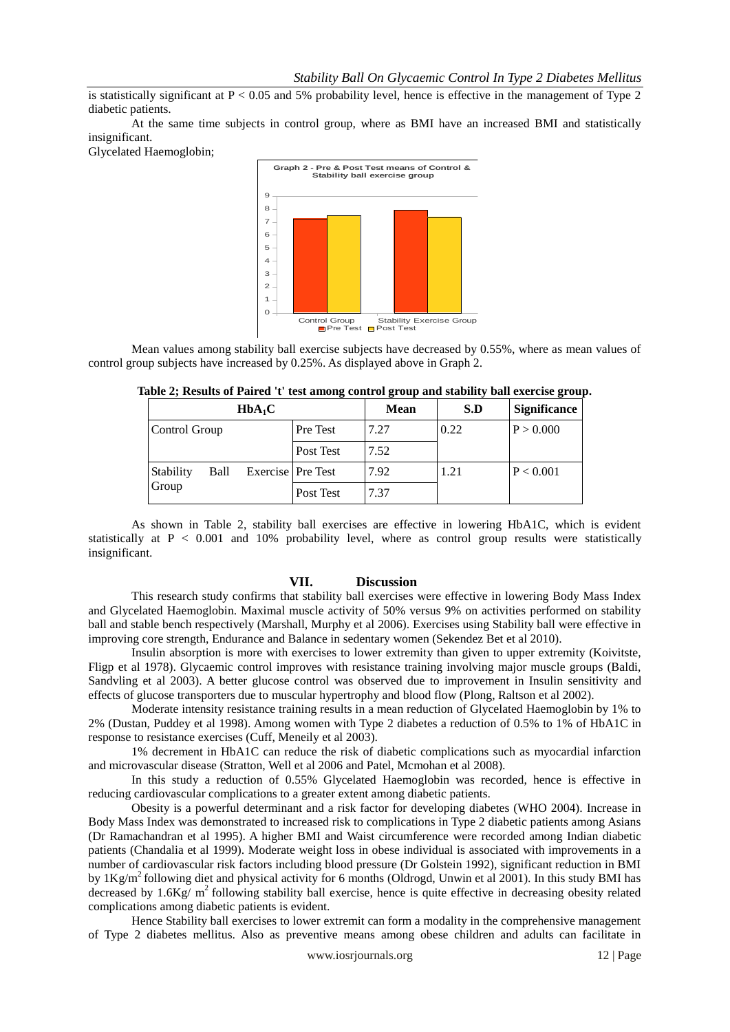is statistically significant at $P < 0.05$ and 5% probability level, hence is effective in the management of Type 2 diabetic patients.

At the same time subjects in control group, where as BMI have an increased BMI and statistically insignificant.

Glycelated Haemoglobin;

Mean values among stability ball exercise subjects have decreased by 0.55%, where as mean values of control group subjects have increased by 0.25%. As displayed above in Graph 2.

**Table 2; Results of Paired 't' test among control group and stability ball exercise group.**

| $HbA_1C$ | | Mean | S.D | Significance |
|---|---|---|---|---|
| Control Group | Pre Test | 7.27 | 0.22 | $P > 0.000$ |
| | Post Test | 7.52 | | |
| Stability Ball Exercise Group | Pre Test | 7.92 | 1.21 | $P < 0.001$ |
| | Post Test | 7.37 | | |

As shown in Table 2, stability ball exercises are effective in lowering HbA1C, which is evident statistically at $P < 0.001$ and 10% probability level, where as control group results were statistically insignificant.

## VII. Discussion

This research study confirms that stability ball exercises were effective in lowering Body Mass Index and Glycelated Haemoglobin. Maximal muscle activity of 50% versus 9% on activities performed on stability ball and stable bench respectively (Marshall, Murphy et al 2006). Exercises using Stability ball were effective in improving core strength, Endurance and Balance in sedentary women (Sekendez Bet et al 2010).

Insulin absorption is more with exercises to lower extremity than given to upper extremity (Koivitste, Fligp et al 1978). Glycaemic control improves with resistance training involving major muscle groups (Baldi, Sandvling et al 2003). A better glucose control was observed due to improvement in Insulin sensitivity and effects of glucose transporters due to muscular hypertrophy and blood flow (Plong, Raltson et al 2002).

Moderate intensity resistance training results in a mean reduction of Glycelated Haemoglobin by 1% to 2% (Dustan, Puddey et al 1998). Among women with Type 2 diabetes a reduction of 0.5% to 1% of HbA1C in response to resistance exercises (Cuff, Meneily et al 2003).

1% decrement in HbA1C can reduce the risk of diabetic complications such as myocardial infarction and microvascular disease (Stratton, Well et al 2006 and Patel, Mcmohan et al 2008).

In this study a reduction of 0.55% Glycelated Haemoglobin was recorded, hence is effective in reducing cardiovascular complications to a greater extent among diabetic patients.

Obesity is a powerful determinant and a risk factor for developing diabetes (WHO 2004). Increase in Body Mass Index was demonstrated to increased risk to complications in Type 2 diabetic patients among Asians (Dr Ramachandran et al 1995). A higher BMI and Waist circumference were recorded among Indian diabetic patients (Chandalia et al 1999). Moderate weight loss in obese individual is associated with improvements in a number of cardiovascular risk factors including blood pressure (Dr Golstein 1992), significant reduction in BMI by $1Kg/m^2$ following diet and physical activity for 6 months (Oldrogd, Unwin et al 2001). In this study BMI has decreased by $1.6Kg/ m^2$ following stability ball exercise, hence is quite effective in decreasing obesity related complications among diabetic patients is evident.

Hence Stability ball exercises to lower extremit can form a modality in the comprehensive management of Type 2 diabetes mellitus. Also as preventive means among obese children and adults can facilitate in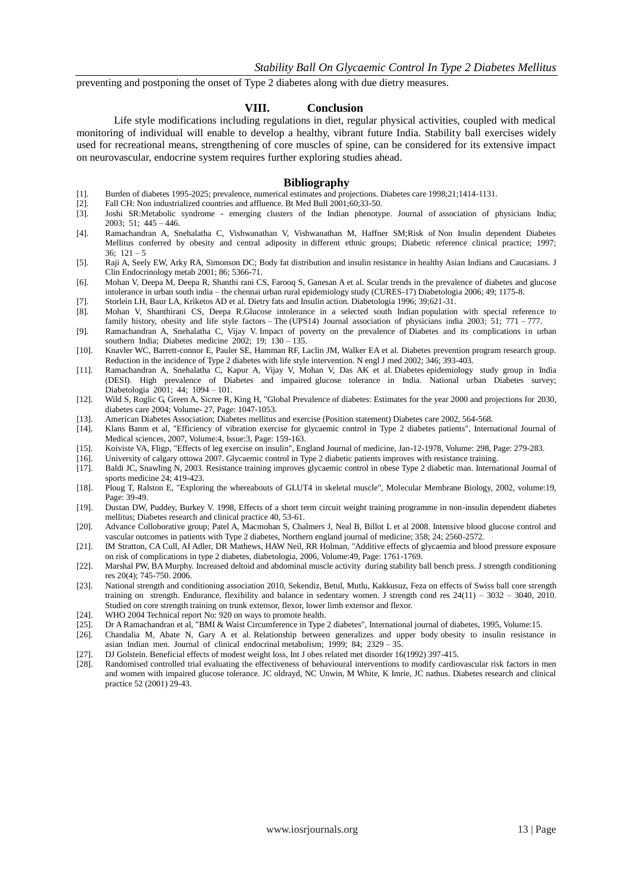preventing and postponing the onset of Type 2 diabetes along with due dietry measures.

## VIII. Conclusion

Life style modifications including regulations in diet, regular physical activities, coupled with medical monitoring of individual will enable to develop a healthy, vibrant future India. Stability ball exercises widely used for recreational means, strengthening of core muscles of spine, can be considered for its extensive impact on neurovascular, endocrine system requires further exploring studies ahead.

## Bibliography

[1]. Burden of diabetes 1995-2025; prevalence, numerical estimates and projections. Diabetes care 1998;21;1414-1131.

[2]. Fall CH: Non industrialized countries and affluence. Bt Med Bull 2001;60;33-50.

[3]. Joshi SR:Metabolic syndrome - emerging clusters of the Indian phenotype. Journal of association of physicians India; 2003; 51; 445 – 446.

[4]. Ramachandran A, Snehalatha C, Vishwanathan V, Vishwanathan M, Haffner SM;Risk of Non Insulin dependent Diabetes Mellitus conferred by obesity and central adiposity in different ethnic groups; Diabetic reference clinical practice; 1997; 36; 121 – 5

[5]. Raji A, Seely EW, Arky RA, Simonson DC; Body fat distribution and insulin resistance in healthy Asian Indians and Caucasians. J Clin Endocrinology metab 2001; 86; 5366-71.

[6]. Mohan V, Deepa M, Deepa R, Shanthi rani CS, Farooq S, Ganesan A et al. Scular trends in the prevalence of diabetes and glucose intolerance in urban south india – the chennai urban rural epidemiology study (CURES-17) Diabetologia 2006; 49; 1175-8.

[7]. Storlein LH, Baur LA, Kriketos AD et al. Dietry fats and Insulin action. Diabetologia 1996; 39;621-31.

[8]. Mohan V, Shanthirani CS, Deepa R.Glucose intolerance in a selected south Indian population with special reference to family history, obesity and life style factors – The (UPS14) Journal association of physicians india 2003; 51; 771 – 777.

[9]. Ramachandran A, Snehalatha C, Vijay V. Impact of poverty on the prevalence of Diabetes and its complications in urban southern India; Diabetes medicine 2002; 19; 130 – 135.

[10]. Knavler WC, Barrett-connor E, Pauler SE, Hamman RF, Laclin JM, Walker EA et al. Diabetes prevention program research group. Reduction in the incidence of Type 2 diabetes with life style intervention. N engl J med 2002; 346; 393-403.

[11]. Ramachandran A, Snehalatha C, Kapur A, Vijay V, Mohan V, Das AK et al. Diabetes epidemiology study group in India (DESI). High prevalence of Diabetes and impaired glucose tolerance in India. National urban Diabetes survey; Diabetologia 2001; 44; 1094 – 101.

[12]. Wild S, Roglic G, Green A, Sicree R, King H, "Global Prevalence of diabetes: Estimates for the year 2000 and projections for 2030, diabetes care 2004; Volume- 27, Page: 1047-1053.

[13]. American Diabetes Association; Diabetes mellitus and exercise (Position statement) Diabetes care 2002, 564-568.

[14]. Klans Banm et al, "Efficiency of vibration exercise for glycaemic control in Type 2 diabetes patients", International Journal of Medical sciences, 2007, Volume:4, Issue:3, Page: 159-163.

[15]. Koiviste VA, Fligp, "Effects of leg exercise on insulin", England Journal of medicine, Jan-12-1978, Volume: 298, Page: 279-283.

[16]. University of calgary ottowa 2007. Glycaemic control in Type 2 diabetic patients improves with resistance training.

[17]. Baldi JC, Snawling N, 2003. Resistance training improves glycaemic control in obese Type 2 diabetic man. International Journal of sports medicine 24; 419-423.

[18]. Ploug T, Ralston E, "Exploring the whereabouts of GLUT4 in skeletal muscle", Molecular Membrane Biology, 2002, volume:19, Page: 39-49.

[19]. Dustan DW, Puddey, Burkey V. 1998, Effects of a short term circuit weight training programme in non-insulin dependent diabetes mellitus; Diabetes research and clinical practice 40, 53-61.

[20]. Advance Colloborative group; Patel A, Macmohan S, Chalmers J, Neal B, Billot L et al 2008. Intensive blood glucose control and vascular outcomes in patients with Type 2 diabetes, Northern england journal of medicine; 358; 24; 2560-2572.

[21]. IM Stratton, CA Cull, AI Adler, DR Mathews, HAW Neil, RR Holman, "Additive effects of glycaemia and blood pressure exposure on risk of complications in type 2 diabetes, diabetologia, 2006, Volume:49, Page: 1761-1769.

[22]. Marshal PW, BA Murphy. Increased deltoid and abdominal muscle activity during stability ball bench press. J strength conditioning res 20(4); 745-750. 2006.

[23]. National strength and conditioning association 2010, Sekendiz, Betul, Mutlu, Kakkusuz, Feza on effects of Swiss ball core strength training on strength. Endurance, flexibility and balance in sedentary women. J strength cond res 24(11) – 3032 – 3040, 2010. Studied on core strength training on trunk extensor, flexor, lower limb extensor and flexor.

[24]. WHO 2004 Technical report No: 920 on ways to promote health.

[25]. Dr A Ramachandran et al, "BMI & Waist Circumference in Type 2 diabetes", International journal of diabetes, 1995, Volume:15.

[26]. Chandalia M, Abate N, Gary A et al. Relationship between generalizes and upper body obesity to insulin resistance in asian Indian men. Journal of clinical endocrinal metabolism; 1999; 84; 2329 – 35.

[27]. DJ Golstein. Beneficial effects of modest weight loss, Int J obes related met disorder 16(1992) 397-415.

[28]. Randomised controlled trial evaluating the effectiveness of behavioural interventions to modify cardiovascular risk factors in men and women with impaired glucose tolerance. JC oldrayd, NC Unwin, M White, K Imrie, JC nathus. Diabetes research and clinical practice 52 (2001) 29-43.